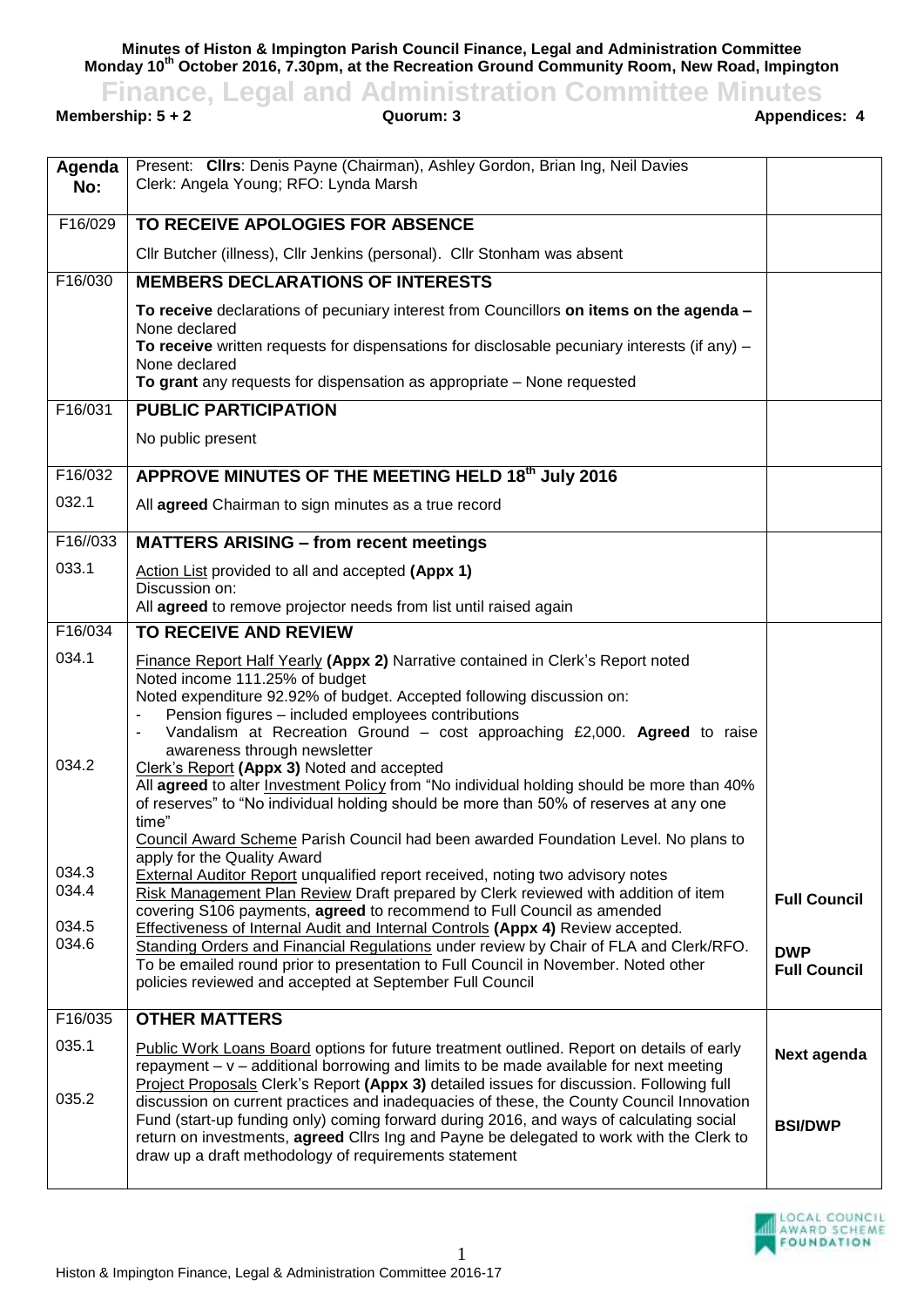**Minutes of Histon & Impington Parish Council Finance, Legal and Administration Committee**
**Monday 10th October 2016, 7.30pm, at the Recreation Ground Community Room, New Road, Impington**

# Finance, Legal and Administration Committee Minutes

**Membership: 5 + 2** | **Quorum: 3** | **Appendices: 4**

| Agenda No: | Present: **Cllrs**: Denis Payne (Chairman), Ashley Gordon, Brian Ing, Neil Davies<br>Clerk: Angela Young; RFO: Lynda Marsh | |
|---|---|---|
| F16/029 | **TO RECEIVE APOLOGIES FOR ABSENCE** | |
| | Cllr Butcher (illness), Cllr Jenkins (personal). Cllr Stonham was absent | |
| F16/030 | **MEMBERS DECLARATIONS OF INTERESTS** | |
| | **To receive** declarations of pecuniary interest from Councillors **on items on the agenda –** None declared<br>**To receive** written requests for dispensations for disclosable pecuniary interests (if any) – None declared<br>**To grant** any requests for dispensation as appropriate – None requested | |
| F16/031 | **PUBLIC PARTICIPATION** | |
| | No public present | |
| F16/032 | **APPROVE MINUTES OF THE MEETING HELD 18th July 2016** | |
| 032.1 | All **agreed** Chairman to sign minutes as a true record | |
| F16//033 | **MATTERS ARISING – from recent meetings** | |
| 033.1 | Action List provided to all and accepted **(Appx 1)**<br>Discussion on:<br>All **agreed** to remove projector needs from list until raised again | |
| F16/034 | **TO RECEIVE AND REVIEW** | |
| 034.1 | Finance Report Half Yearly **(Appx 2)** Narrative contained in Clerk's Report noted<br>Noted income 111.25% of budget<br>Noted expenditure 92.92% of budget. Accepted following discussion on:<br>- Pension figures – included employees contributions<br>- Vandalism at Recreation Ground – cost approaching £2,000. **Agreed** to raise awareness through newsletter | |
| 034.2 | Clerk's Report **(Appx 3)** Noted and accepted<br>All **agreed** to alter Investment Policy from "No individual holding should be more than 40% of reserves" to "No individual holding should be more than 50% of reserves at any one time"<br>Council Award Scheme Parish Council had been awarded Foundation Level. No plans to apply for the Quality Award | |
| 034.3 | External Auditor Report unqualified report received, noting two advisory notes | |
| 034.4 | Risk Management Plan Review Draft prepared by Clerk reviewed with addition of item covering S106 payments, **agreed** to recommend to Full Council as amended | **Full Council** |
| 034.5 | Effectiveness of Internal Audit and Internal Controls **(Appx 4)** Review accepted. | |
| 034.6 | Standing Orders and Financial Regulations under review by Chair of FLA and Clerk/RFO. To be emailed round prior to presentation to Full Council in November. Noted other policies reviewed and accepted at September Full Council | **DWP**<br>**Full Council** |
| F16/035 | **OTHER MATTERS** | |
| 035.1 | Public Work Loans Board options for future treatment outlined. Report on details of early repayment – v – additional borrowing and limits to be made available for next meeting | **Next agenda** |
| 035.2 | Project Proposals Clerk's Report **(Appx 3)** detailed issues for discussion. Following full discussion on current practices and inadequacies of these, the County Council Innovation Fund (start-up funding only) coming forward during 2016, and ways of calculating social return on investments, **agreed** Cllrs Ing and Payne be delegated to work with the Clerk to draw up a draft methodology of requirements statement | **BSI/DWP** |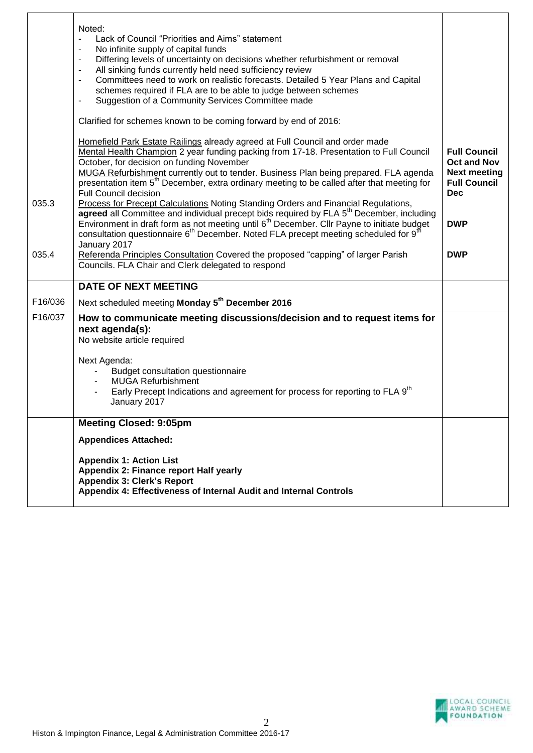| | | |
|---|---|---|
| 035.3<br><br>035.4 | Noted:<br>- Lack of Council "Priorities and Aims" statement<br>- No infinite supply of capital funds<br>- Differing levels of uncertainty on decisions whether refurbishment or removal<br>- All sinking funds currently held need sufficiency review<br>- Committees need to work on realistic forecasts. Detailed 5 Year Plans and Capital schemes required if FLA are to be able to judge between schemes<br>- Suggestion of a Community Services Committee made<br><br>Clarified for schemes known to be coming forward by end of 2016:<br><br>Homefield Park Estate Railings already agreed at Full Council and order made<br>Mental Health Champion 2 year funding packing from 17-18. Presentation to Full Council October, for decision on funding November<br>MUGA Refurbishment currently out to tender. Business Plan being prepared. FLA agenda presentation item 5th December, extra ordinary meeting to be called after that meeting for Full Council decision<br>Process for Precept Calculations Noting Standing Orders and Financial Regulations, **agreed** all Committee and individual precept bids required by FLA 5th December, including Environment in draft form as not meeting until 6th December. Cllr Payne to initiate budget consultation questionnaire 6th December. Noted FLA precept meeting scheduled for 9th January 2017<br>Referenda Principles Consultation Covered the proposed "capping" of larger Parish Councils. FLA Chair and Clerk delegated to respond | **Full Council Oct and Nov**<br>**Next meeting**<br>**Full Council Dec**<br><br>**DWP**<br><br>**DWP** |
| | **DATE OF NEXT MEETING** | |
| F16/036 | Next scheduled meeting **Monday 5th December 2016** | |
| F16/037 | **How to communicate meeting discussions/decision and to request items for next agenda(s):**<br>No website article required<br><br>Next Agenda:<br>- Budget consultation questionnaire<br>- MUGA Refurbishment<br>- Early Precept Indications and agreement for process for reporting to FLA 9th January 2017 | |
| | **Meeting Closed: 9:05pm**<br><br>**Appendices Attached:**<br><br>**Appendix 1: Action List**<br>**Appendix 2: Finance report Half yearly**<br>**Appendix 3: Clerk's Report**<br>**Appendix 4: Effectiveness of Internal Audit and Internal Controls** | |